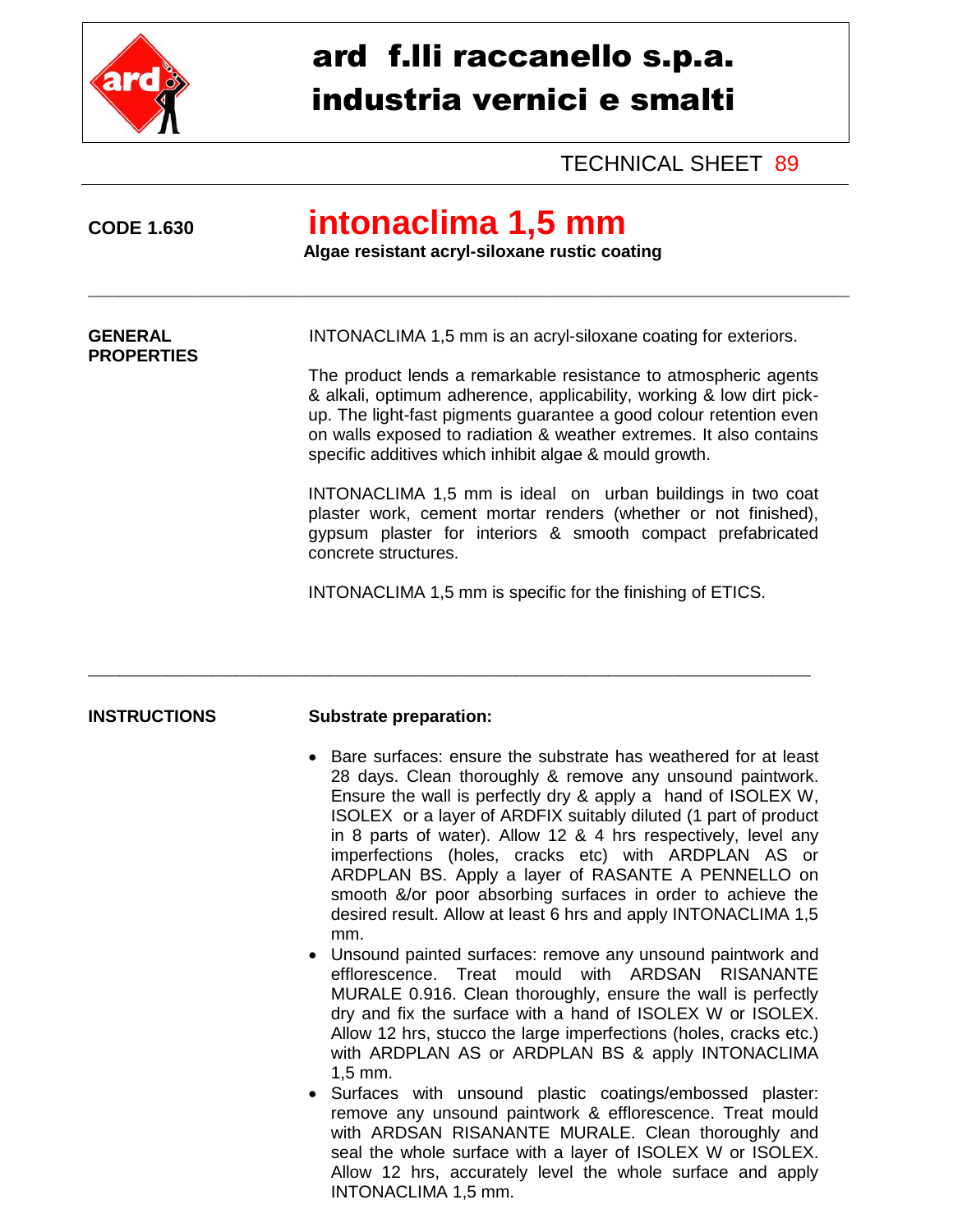# ard f.lli raccanello s.p.a.
# industria vernici e smalti

TECHNICAL SHEET 89

**CODE 1.630**

# intonaclima 1,5 mm

**Algae resistant acryl-siloxane rustic coating**

---

**GENERAL PROPERTIES**

INTONACLIMA 1,5 mm is an acryl-siloxane coating for exteriors.

The product lends a remarkable resistance to atmospheric agents & alkali, optimum adherence, applicability, working & low dirt pick-up. The light-fast pigments guarantee a good colour retention even on walls exposed to radiation & weather extremes. It also contains specific additives which inhibit algae & mould growth.

INTONACLIMA 1,5 mm is ideal on urban buildings in two coat plaster work, cement mortar renders (whether or not finished), gypsum plaster for interiors & smooth compact prefabricated concrete structures.

INTONACLIMA 1,5 mm is specific for the finishing of ETICS.

---

**INSTRUCTIONS**

**Substrate preparation:**

- Bare surfaces: ensure the substrate has weathered for at least 28 days. Clean thoroughly & remove any unsound paintwork. Ensure the wall is perfectly dry & apply a hand of ISOLEX W, ISOLEX or a layer of ARDFIX suitably diluted (1 part of product in 8 parts of water). Allow 12 & 4 hrs respectively, level any imperfections (holes, cracks etc) with ARDPLAN AS or ARDPLAN BS. Apply a layer of RASANTE A PENNELLO on smooth &/or poor absorbing surfaces in order to achieve the desired result. Allow at least 6 hrs and apply INTONACLIMA 1,5 mm.
- Unsound painted surfaces: remove any unsound paintwork and efflorescence. Treat mould with ARDSAN RISANANTE MURALE 0.916. Clean thoroughly, ensure the wall is perfectly dry and fix the surface with a hand of ISOLEX W or ISOLEX. Allow 12 hrs, stucco the large imperfections (holes, cracks etc.) with ARDPLAN AS or ARDPLAN BS & apply INTONACLIMA 1,5 mm.
- Surfaces with unsound plastic coatings/embossed plaster: remove any unsound paintwork & efflorescence. Treat mould with ARDSAN RISANANTE MURALE. Clean thoroughly and seal the whole surface with a layer of ISOLEX W or ISOLEX. Allow 12 hrs, accurately level the whole surface and apply INTONACLIMA 1,5 mm.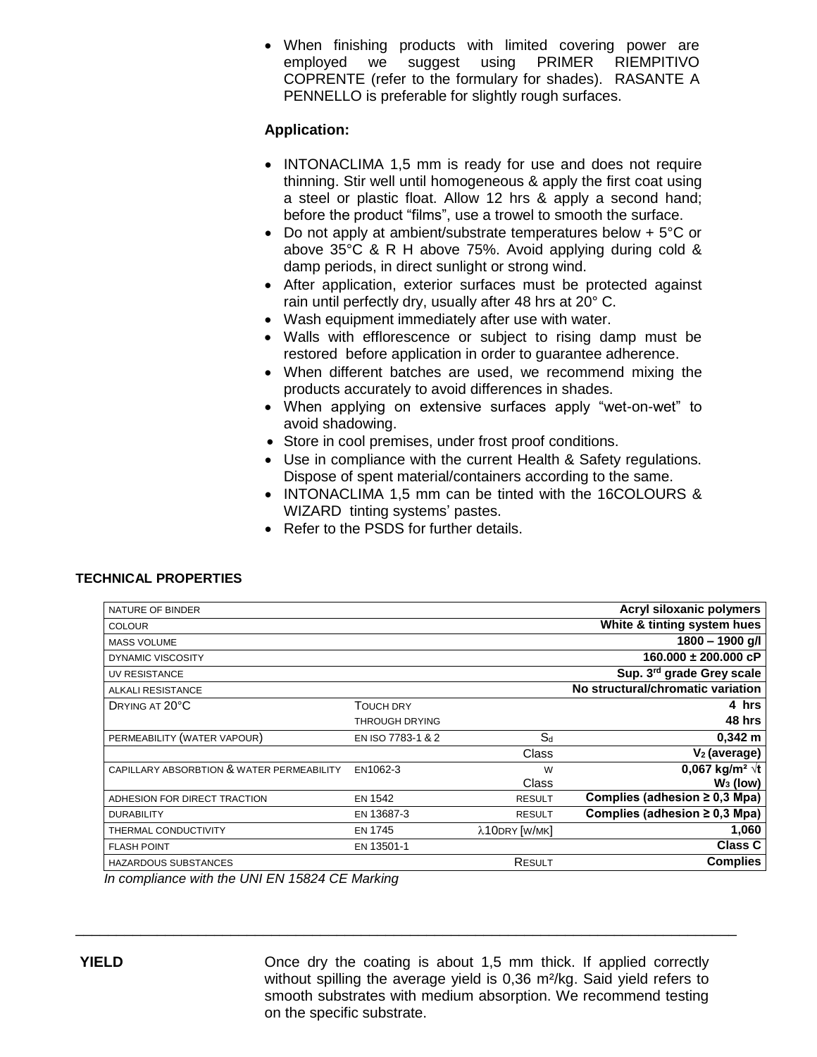- When finishing products with limited covering power are employed we suggest using PRIMER RIEMPITIVO COPRENTE (refer to the formulary for shades). RASANTE A PENNELLO is preferable for slightly rough surfaces.

**Application:**

- INTONACLIMA 1,5 mm is ready for use and does not require thinning. Stir well until homogeneous & apply the first coat using a steel or plastic float. Allow 12 hrs & apply a second hand; before the product "films", use a trowel to smooth the surface.
- Do not apply at ambient/substrate temperatures below + 5°C or above 35°C & R H above 75%. Avoid applying during cold & damp periods, in direct sunlight or strong wind.
- After application, exterior surfaces must be protected against rain until perfectly dry, usually after 48 hrs at 20° C.
- Wash equipment immediately after use with water.
- Walls with efflorescence or subject to rising damp must be restored before application in order to guarantee adherence.
- When different batches are used, we recommend mixing the products accurately to avoid differences in shades.
- When applying on extensive surfaces apply "wet-on-wet" to avoid shadowing.
- Store in cool premises, under frost proof conditions.
- Use in compliance with the current Health & Safety regulations. Dispose of spent material/containers according to the same.
- INTONACLIMA 1,5 mm can be tinted with the 16COLOURS & WIZARD tinting systems' pastes.
- Refer to the PSDS for further details.

**TECHNICAL PROPERTIES**

| | | | |
|---|---|---|---|
| NATURE OF BINDER | | | **Acryl siloxanic polymers** |
| COLOUR | | | **White & tinting system hues** |
| MASS VOLUME | | | **1800 – 1900 g/l** |
| DYNAMIC VISCOSITY | | | **160.000 ± 200.000 cP** |
| UV RESISTANCE | | | **Sup. 3rd grade Grey scale** |
| ALKALI RESISTANCE | | | **No structural/chromatic variation** |
| DRYING AT 20°C | TOUCH DRY | | **4 hrs** |
| | THROUGH DRYING | | **48 hrs** |
| PERMEABILITY (WATER VAPOUR) | EN ISO 7783-1 & 2 | $S_d$ | **0,342 m** |
| | | Class | **$V_2$ (average)** |
| CAPILLARY ABSORBTION & WATER PERMEABILITY | EN1062-3 | W | **0,067 kg/m² √t** |
| | | Class | **$W_3$ (low)** |
| ADHESION FOR DIRECT TRACTION | EN 1542 | RESULT | **Complies (adhesion ≥ 0,3 Mpa)** |
| DURABILITY | EN 13687-3 | RESULT | **Complies (adhesion ≥ 0,3 Mpa)** |
| THERMAL CONDUCTIVITY | EN 1745 | $\lambda_{10dry}$ [W/MK] | **1,060** |
| FLASH POINT | EN 13501-1 | | **Class C** |
| HAZARDOUS SUBSTANCES | | RESULT | **Complies** |

*In compliance with the UNI EN 15824 CE Marking*

---

**YIELD**

Once dry the coating is about 1,5 mm thick. If applied correctly without spilling the average yield is 0,36 m²/kg. Said yield refers to smooth substrates with medium absorption. We recommend testing on the specific substrate.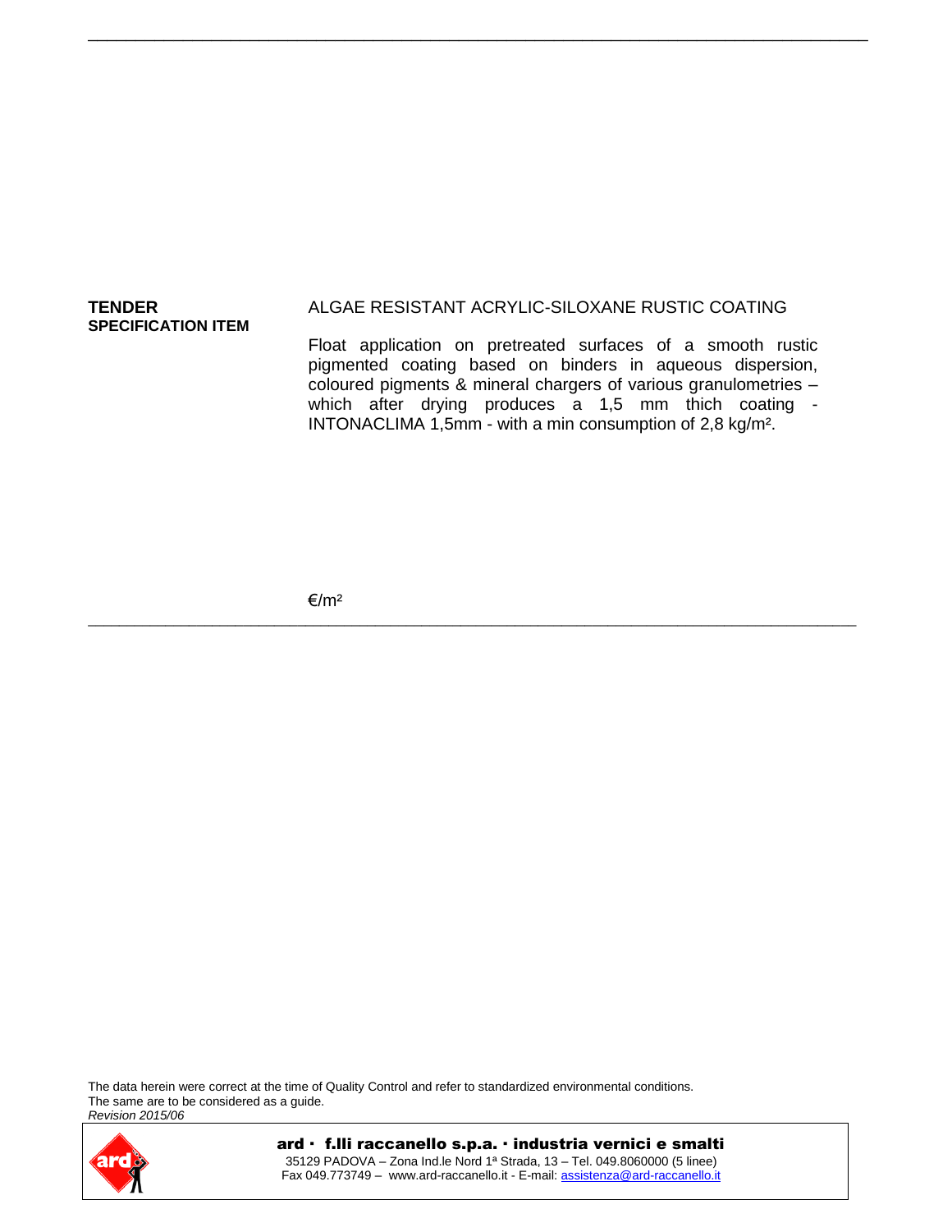**TENDER SPECIFICATION ITEM**

ALGAE RESISTANT ACRYLIC-SILOXANE RUSTIC COATING

Float application on pretreated surfaces of a smooth rustic pigmented coating based on binders in aqueous dispersion, coloured pigments & mineral chargers of various granulometries – which after drying produces a 1,5 mm thich coating - INTONACLIMA 1,5mm - with a min consumption of 2,8 kg/m².

€/m²

---

The data herein were correct at the time of Quality Control and refer to standardized environmental conditions. The same are to be considered as a guide.
*Revision 2015/06*

**ard · f.lli raccanello s.p.a. · industria vernici e smalti**
35129 PADOVA – Zona Ind.le Nord 1ª Strada, 13 – Tel. 049.8060000 (5 linee)
Fax 049.773749 – www.ard-raccanello.it - E-mail: assistenza@ard-raccanello.it